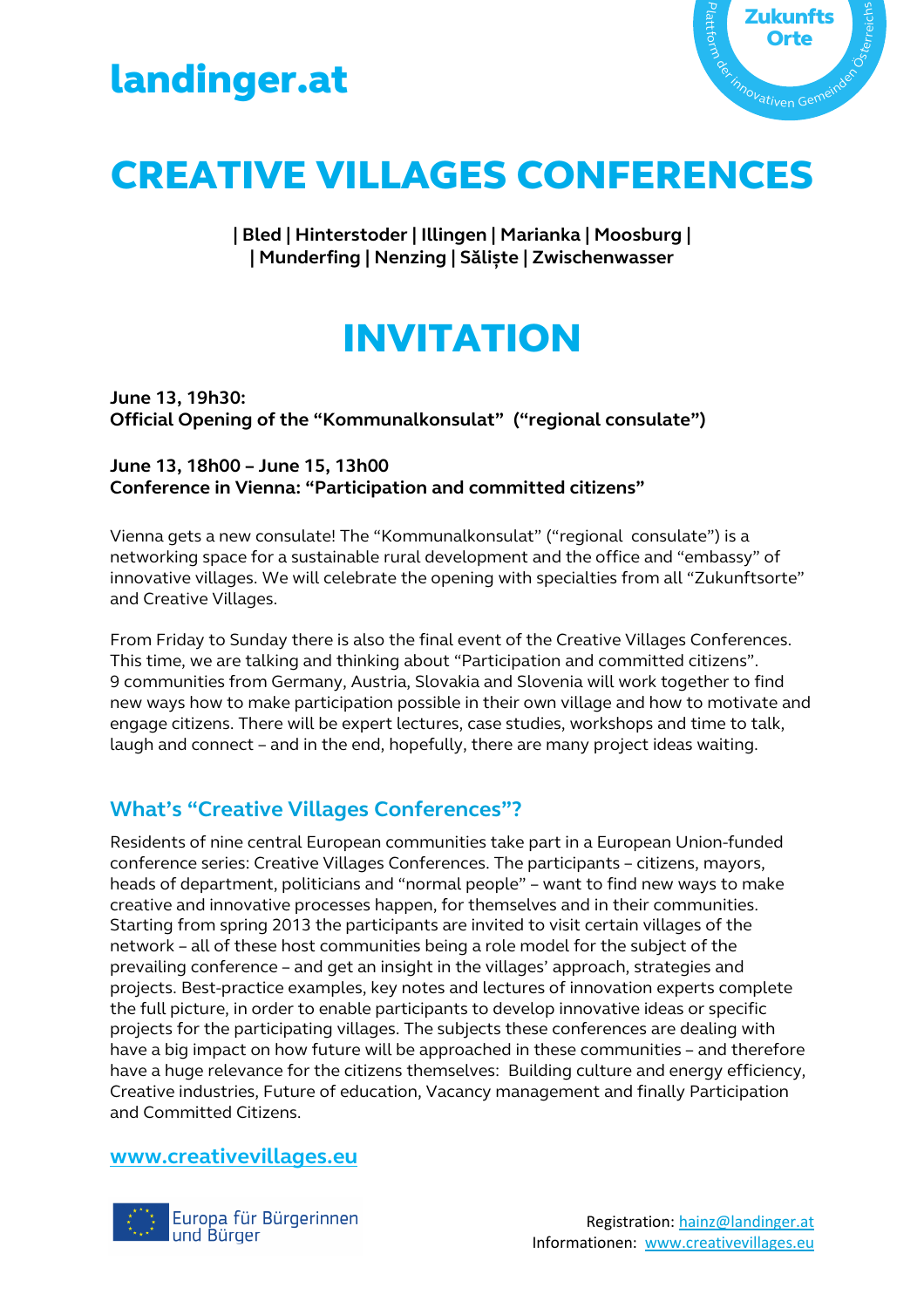landinger.at

Zukunfts Orte
Plattform der innovativen Gemeinden Österreichs

# CREATIVE VILLAGES CONFERENCES

**| Bled | Hinterstoder | Illingen | Marianka | Moosburg |**
**| Munderfing | Nenzing | Săliște | Zwischenwasser**

# INVITATION

**June 13, 19h30:**
**Official Opening of the "Kommunalkonsulat" ("regional consulate")**

**June 13, 18h00 – June 15, 13h00**
**Conference in Vienna: "Participation and committed citizens"**

Vienna gets a new consulate! The "Kommunalkonsulat" ("regional consulate") is a networking space for a sustainable rural development and the office and "embassy" of innovative villages. We will celebrate the opening with specialties from all "Zukunftsorte" and Creative Villages.

From Friday to Sunday there is also the final event of the Creative Villages Conferences. This time, we are talking and thinking about "Participation and committed citizens". 9 communities from Germany, Austria, Slovakia and Slovenia will work together to find new ways how to make participation possible in their own village and how to motivate and engage citizens. There will be expert lectures, case studies, workshops and time to talk, laugh and connect – and in the end, hopefully, there are many project ideas waiting.

## What's "Creative Villages Conferences"?

Residents of nine central European communities take part in a European Union-funded conference series: Creative Villages Conferences. The participants – citizens, mayors, heads of department, politicians and "normal people" – want to find new ways to make creative and innovative processes happen, for themselves and in their communities. Starting from spring 2013 the participants are invited to visit certain villages of the network – all of these host communities being a role model for the subject of the prevailing conference – and get an insight in the villages' approach, strategies and projects. Best-practice examples, key notes and lectures of innovation experts complete the full picture, in order to enable participants to develop innovative ideas or specific projects for the participating villages. The subjects these conferences are dealing with have a big impact on how future will be approached in these communities – and therefore have a huge relevance for the citizens themselves: Building culture and energy efficiency, Creative industries, Future of education, Vacancy management and finally Participation and Committed Citizens.

## www.creativevillages.eu

Europa für Bürgerinnen und Bürger

Registration: hainz@landinger.at
Informationen: www.creativevillages.eu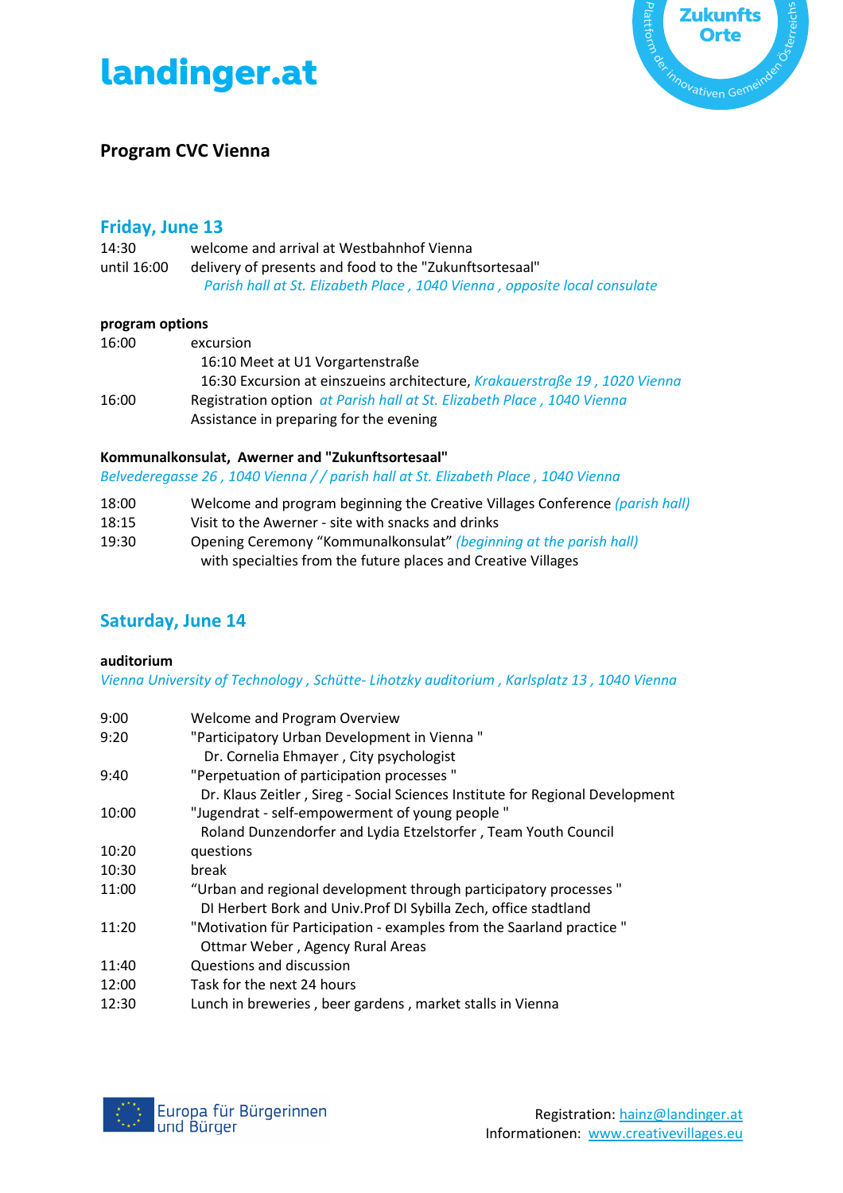# landinger.at

## Program CVC Vienna

### Friday, June 13

14:30 welcome and arrival at Westbahnhof Vienna
until 16:00 delivery of presents and food to the "Zukunftsortesaal"
*Parish hall at St. Elizabeth Place , 1040 Vienna , opposite local consulate*

**program options**

16:00 excursion
16:10 Meet at U1 Vorgartenstraße
16:30 Excursion at einszueins architecture, *Krakauerstraße 19 , 1020 Vienna*
16:00 Registration option *at Parish hall at St. Elizabeth Place , 1040 Vienna*
Assistance in preparing for the evening

**Kommunalkonsulat, Awerner and "Zukunftsortesaal"**
*Belvederegasse 26 , 1040 Vienna / / parish hall at St. Elizabeth Place , 1040 Vienna*

18:00 Welcome and program beginning the Creative Villages Conference *(parish hall)*
18:15 Visit to the Awerner - site with snacks and drinks
19:30 Opening Ceremony “Kommunalkonsulat” *(beginning at the parish hall)*
with specialties from the future places and Creative Villages

### Saturday, June 14

**auditorium**
*Vienna University of Technology , Schütte- Lihotzky auditorium , Karlsplatz 13 , 1040 Vienna*

9:00 Welcome and Program Overview
9:20 "Participatory Urban Development in Vienna "
Dr. Cornelia Ehmayer , City psychologist
9:40 "Perpetuation of participation processes "
Dr. Klaus Zeitler , Sireg - Social Sciences Institute for Regional Development
10:00 "Jugendrat - self-empowerment of young people "
Roland Dunzendorfer and Lydia Etzelstorfer , Team Youth Council
10:20 questions
10:30 break
11:00 “Urban and regional development through participatory processes "
DI Herbert Bork and Univ.Prof DI Sybilla Zech, office stadtland
11:20 "Motivation für Participation - examples from the Saarland practice "
Ottmar Weber , Agency Rural Areas
11:40 Questions and discussion
12:00 Task for the next 24 hours
12:30 Lunch in breweries , beer gardens , market stalls in Vienna

Europa für Bürgerinnen und Bürger

Registration: hainz@landinger.at
Informationen: www.creativevillages.eu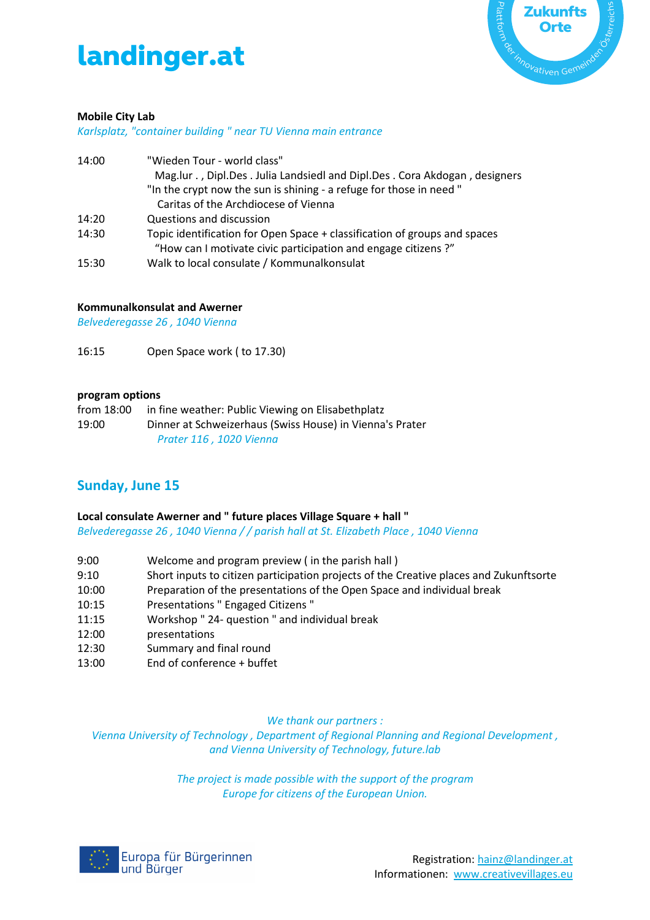# landinger.at

Zukunfts Orte
Plattform der innovativen Gemeinden Österreichs

**Mobile City Lab**
*Karlsplatz, "container building " near TU Vienna main entrance*

| | |
|---|---|
| 14:00 | "Wieden Tour - world class" |
| | Mag.lur . , Dipl.Des . Julia Landsiedl and Dipl.Des . Cora Akdogan , designers |
| | "In the crypt now the sun is shining - a refuge for those in need " |
| | Caritas of the Archdiocese of Vienna |
| 14:20 | Questions and discussion |
| 14:30 | Topic identification for Open Space + classification of groups and spaces |
| | "How can I motivate civic participation and engage citizens ?" |
| 15:30 | Walk to local consulate / Kommunalkonsulat |

**Kommunalkonsulat and Awerner**
*Belvederegasse 26 , 1040 Vienna*

| | |
|---|---|
| 16:15 | Open Space work ( to 17.30) |

**program options**

| | |
|---|---|
| from 18:00 | in fine weather: Public Viewing on Elisabethplatz |
| 19:00 | Dinner at Schweizerhaus (Swiss House) in Vienna's Prater |
| | *Prater 116 , 1020 Vienna* |

## Sunday, June 15

**Local consulate Awerner and " future places Village Square + hall "**
*Belvederegasse 26 , 1040 Vienna / / parish hall at St. Elizabeth Place , 1040 Vienna*

| | |
|---|---|
| 9:00 | Welcome and program preview ( in the parish hall ) |
| 9:10 | Short inputs to citizen participation projects of the Creative places and Zukunftsorte |
| 10:00 | Preparation of the presentations of the Open Space and individual break |
| 10:15 | Presentations " Engaged Citizens " |
| 11:15 | Workshop " 24- question " and individual break |
| 12:00 | presentations |
| 12:30 | Summary and final round |
| 13:00 | End of conference + buffet |

*We thank our partners :*
*Vienna University of Technology , Department of Regional Planning and Regional Development , and Vienna University of Technology, future.lab*

*The project is made possible with the support of the program Europe for citizens of the European Union.*

Europa für Bürgerinnen und Bürger

Registration: hainz@landinger.at
Informationen: www.creativevillages.eu